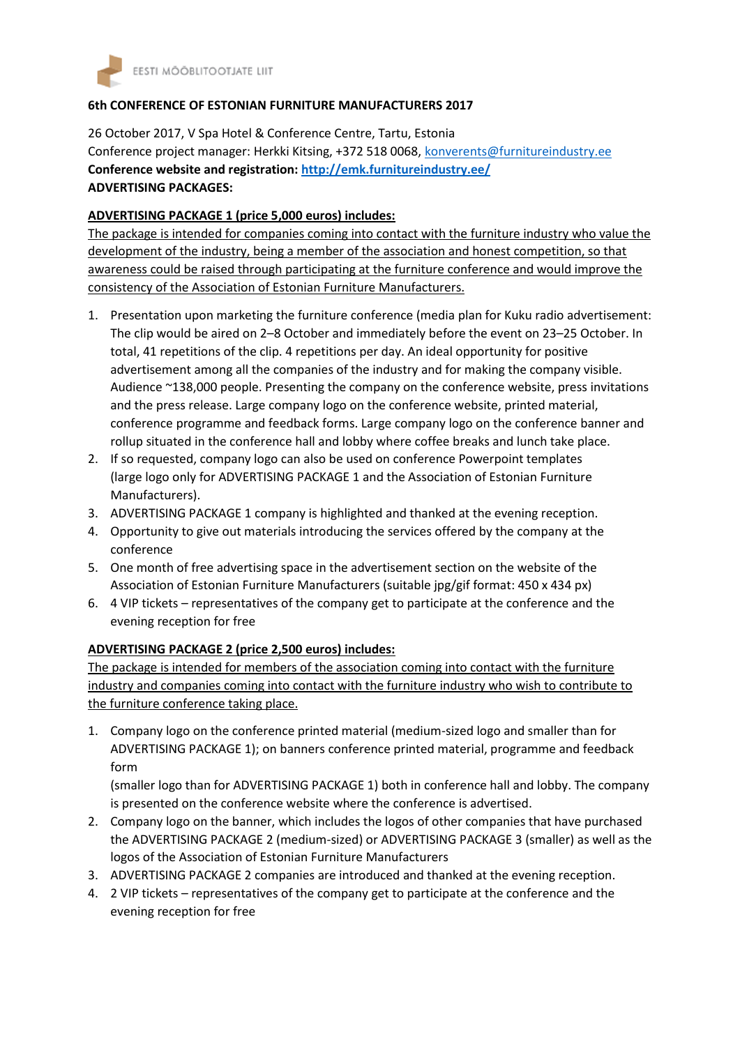EESTI MÖÖBLITOOTJATE LIIT

**6th CONFERENCE OF ESTONIAN FURNITURE MANUFACTURERS 2017**

26 October 2017, V Spa Hotel & Conference Centre, Tartu, Estonia
Conference project manager: Herkki Kitsing, +372 518 0068, konverents@furnitureindustry.ee
**Conference website and registration: http://emk.furnitureindustry.ee/**
**ADVERTISING PACKAGES:**

**ADVERTISING PACKAGE 1 (price 5,000 euros) includes:**

The package is intended for companies coming into contact with the furniture industry who value the development of the industry, being a member of the association and honest competition, so that awareness could be raised through participating at the furniture conference and would improve the consistency of the Association of Estonian Furniture Manufacturers.

1. Presentation upon marketing the furniture conference (media plan for Kuku radio advertisement: The clip would be aired on 2–8 October and immediately before the event on 23–25 October. In total, 41 repetitions of the clip. 4 repetitions per day. An ideal opportunity for positive advertisement among all the companies of the industry and for making the company visible. Audience ~138,000 people. Presenting the company on the conference website, press invitations and the press release. Large company logo on the conference website, printed material, conference programme and feedback forms. Large company logo on the conference banner and rollup situated in the conference hall and lobby where coffee breaks and lunch take place.
2. If so requested, company logo can also be used on conference Powerpoint templates (large logo only for ADVERTISING PACKAGE 1 and the Association of Estonian Furniture Manufacturers).
3. ADVERTISING PACKAGE 1 company is highlighted and thanked at the evening reception.
4. Opportunity to give out materials introducing the services offered by the company at the conference
5. One month of free advertising space in the advertisement section on the website of the Association of Estonian Furniture Manufacturers (suitable jpg/gif format: 450 x 434 px)
6. 4 VIP tickets – representatives of the company get to participate at the conference and the evening reception for free

**ADVERTISING PACKAGE 2 (price 2,500 euros) includes:**

The package is intended for members of the association coming into contact with the furniture industry and companies coming into contact with the furniture industry who wish to contribute to the furniture conference taking place.

1. Company logo on the conference printed material (medium-sized logo and smaller than for ADVERTISING PACKAGE 1); on banners conference printed material, programme and feedback form
   (smaller logo than for ADVERTISING PACKAGE 1) both in conference hall and lobby. The company is presented on the conference website where the conference is advertised.
2. Company logo on the banner, which includes the logos of other companies that have purchased the ADVERTISING PACKAGE 2 (medium-sized) or ADVERTISING PACKAGE 3 (smaller) as well as the logos of the Association of Estonian Furniture Manufacturers
3. ADVERTISING PACKAGE 2 companies are introduced and thanked at the evening reception.
4. 2 VIP tickets – representatives of the company get to participate at the conference and the evening reception for free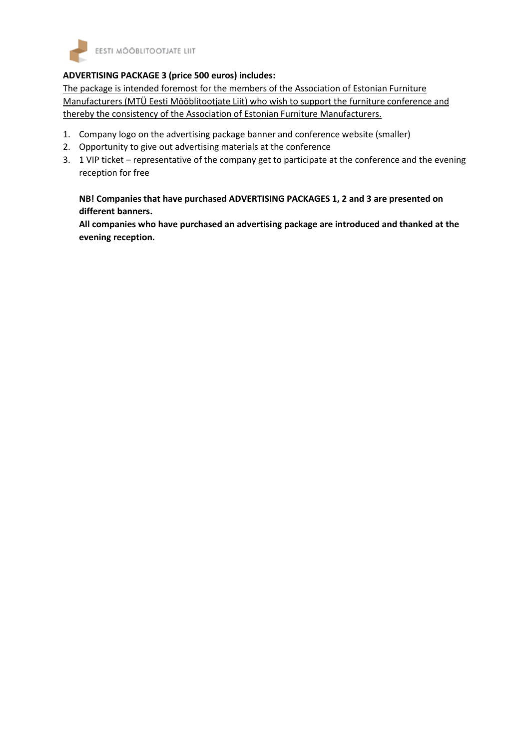**ADVERTISING PACKAGE 3 (price 500 euros) includes:**

The package is intended foremost for the members of the Association of Estonian Furniture Manufacturers (MTÜ Eesti Mööblitootjate Liit) who wish to support the furniture conference and thereby the consistency of the Association of Estonian Furniture Manufacturers.

1. Company logo on the advertising package banner and conference website (smaller)
2. Opportunity to give out advertising materials at the conference
3. 1 VIP ticket – representative of the company get to participate at the conference and the evening reception for free

**NB! Companies that have purchased ADVERTISING PACKAGES 1, 2 and 3 are presented on different banners.**

**All companies who have purchased an advertising package are introduced and thanked at the evening reception.**